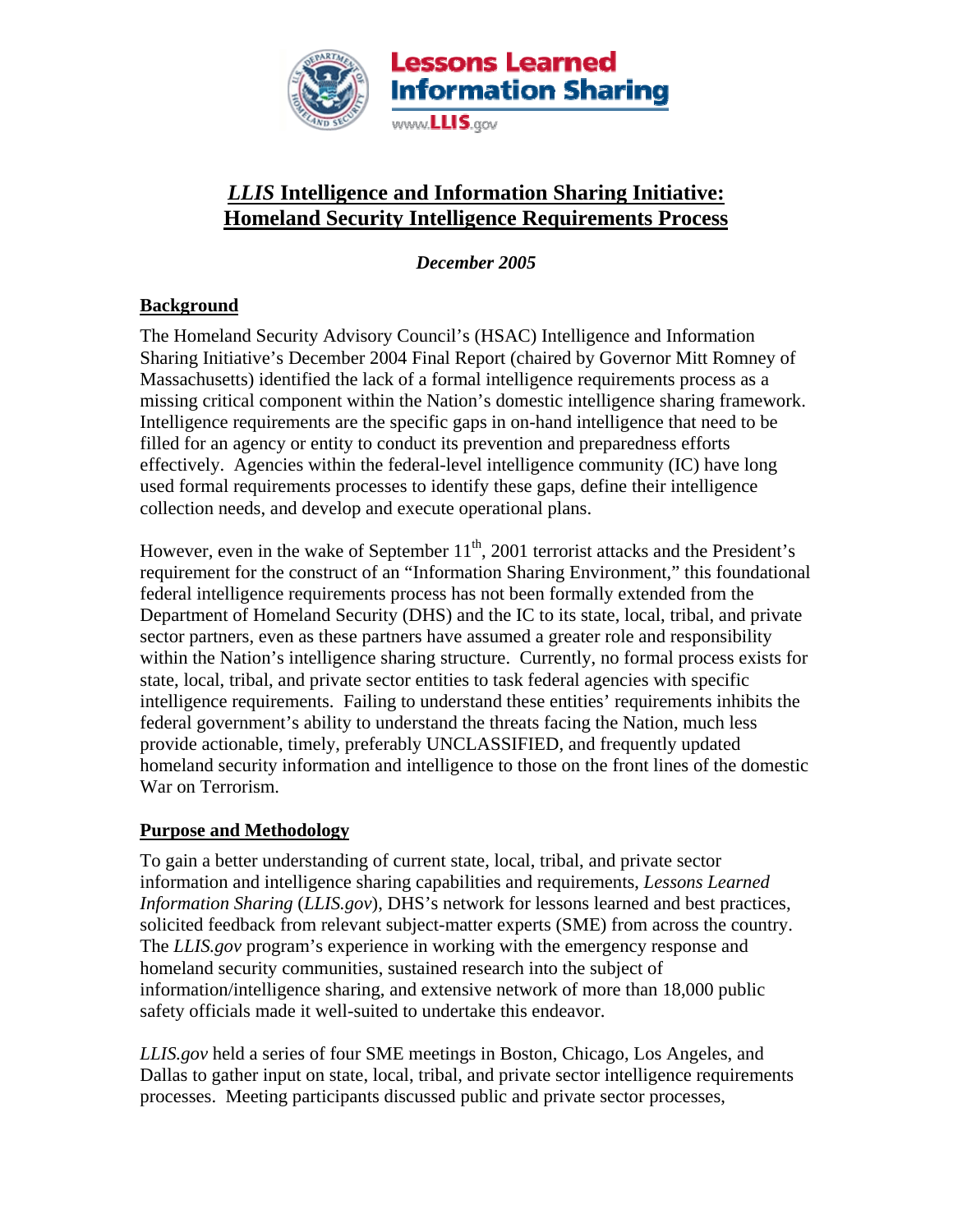# *LLIS* Intelligence and Information Sharing Initiative: Homeland Security Intelligence Requirements Process

*December 2005*

## Background

The Homeland Security Advisory Council's (HSAC) Intelligence and Information Sharing Initiative's December 2004 Final Report (chaired by Governor Mitt Romney of Massachusetts) identified the lack of a formal intelligence requirements process as a missing critical component within the Nation's domestic intelligence sharing framework. Intelligence requirements are the specific gaps in on-hand intelligence that need to be filled for an agency or entity to conduct its prevention and preparedness efforts effectively. Agencies within the federal-level intelligence community (IC) have long used formal requirements processes to identify these gaps, define their intelligence collection needs, and develop and execute operational plans.

However, even in the wake of September 11th, 2001 terrorist attacks and the President's requirement for the construct of an "Information Sharing Environment," this foundational federal intelligence requirements process has not been formally extended from the Department of Homeland Security (DHS) and the IC to its state, local, tribal, and private sector partners, even as these partners have assumed a greater role and responsibility within the Nation's intelligence sharing structure. Currently, no formal process exists for state, local, tribal, and private sector entities to task federal agencies with specific intelligence requirements. Failing to understand these entities' requirements inhibits the federal government's ability to understand the threats facing the Nation, much less provide actionable, timely, preferably UNCLASSIFIED, and frequently updated homeland security information and intelligence to those on the front lines of the domestic War on Terrorism.

## Purpose and Methodology

To gain a better understanding of current state, local, tribal, and private sector information and intelligence sharing capabilities and requirements, *Lessons Learned Information Sharing* (*LLIS.gov*), DHS's network for lessons learned and best practices, solicited feedback from relevant subject-matter experts (SME) from across the country. The *LLIS.gov* program's experience in working with the emergency response and homeland security communities, sustained research into the subject of information/intelligence sharing, and extensive network of more than 18,000 public safety officials made it well-suited to undertake this endeavor.

*LLIS.gov* held a series of four SME meetings in Boston, Chicago, Los Angeles, and Dallas to gather input on state, local, tribal, and private sector intelligence requirements processes. Meeting participants discussed public and private sector processes,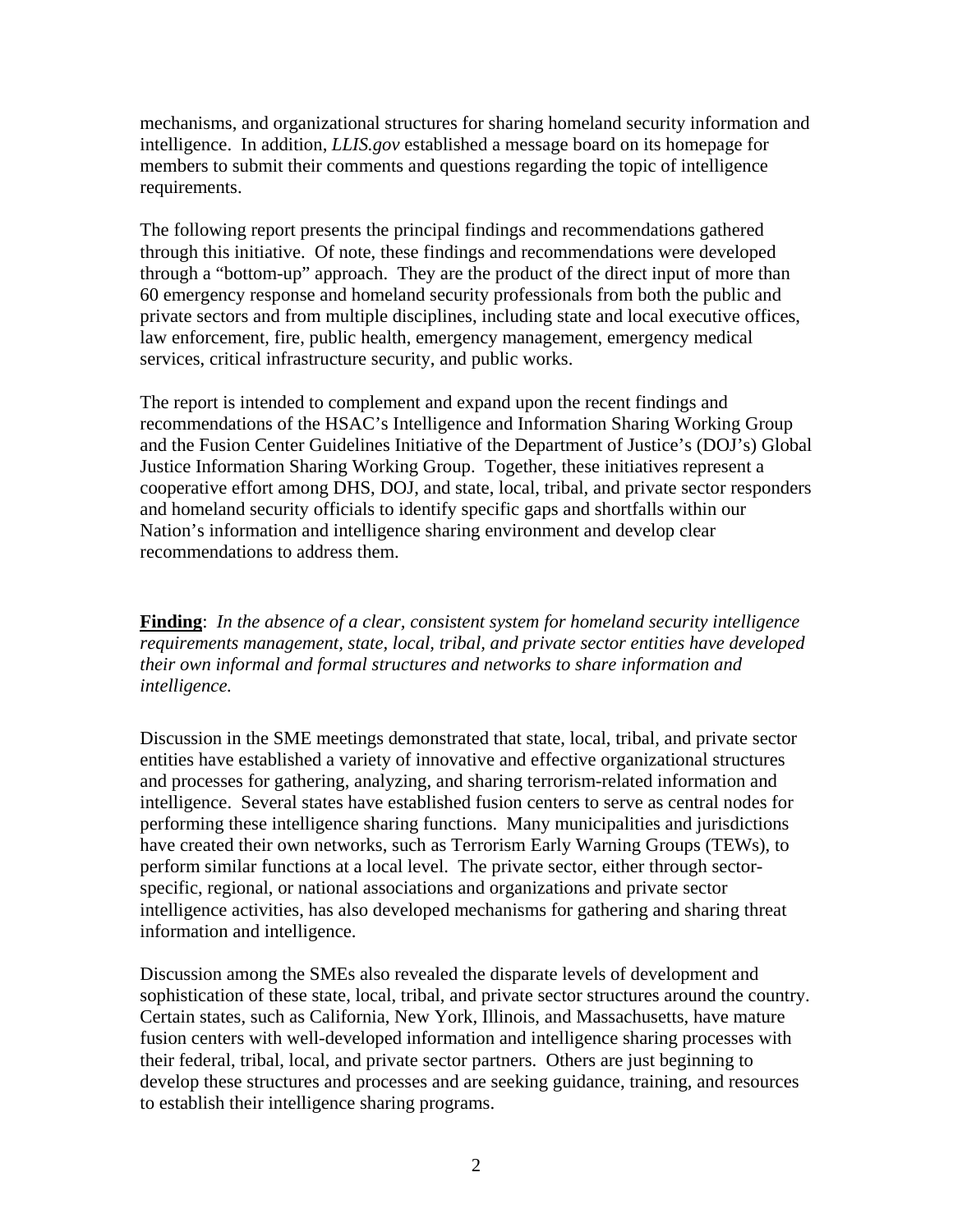mechanisms, and organizational structures for sharing homeland security information and intelligence. In addition, *LLIS.gov* established a message board on its homepage for members to submit their comments and questions regarding the topic of intelligence requirements.

The following report presents the principal findings and recommendations gathered through this initiative. Of note, these findings and recommendations were developed through a "bottom-up" approach. They are the product of the direct input of more than 60 emergency response and homeland security professionals from both the public and private sectors and from multiple disciplines, including state and local executive offices, law enforcement, fire, public health, emergency management, emergency medical services, critical infrastructure security, and public works.

The report is intended to complement and expand upon the recent findings and recommendations of the HSAC's Intelligence and Information Sharing Working Group and the Fusion Center Guidelines Initiative of the Department of Justice's (DOJ's) Global Justice Information Sharing Working Group. Together, these initiatives represent a cooperative effort among DHS, DOJ, and state, local, tribal, and private sector responders and homeland security officials to identify specific gaps and shortfalls within our Nation's information and intelligence sharing environment and develop clear recommendations to address them.

**Finding**: *In the absence of a clear, consistent system for homeland security intelligence requirements management, state, local, tribal, and private sector entities have developed their own informal and formal structures and networks to share information and intelligence.*

Discussion in the SME meetings demonstrated that state, local, tribal, and private sector entities have established a variety of innovative and effective organizational structures and processes for gathering, analyzing, and sharing terrorism-related information and intelligence. Several states have established fusion centers to serve as central nodes for performing these intelligence sharing functions. Many municipalities and jurisdictions have created their own networks, such as Terrorism Early Warning Groups (TEWs), to perform similar functions at a local level. The private sector, either through sector-specific, regional, or national associations and organizations and private sector intelligence activities, has also developed mechanisms for gathering and sharing threat information and intelligence.

Discussion among the SMEs also revealed the disparate levels of development and sophistication of these state, local, tribal, and private sector structures around the country. Certain states, such as California, New York, Illinois, and Massachusetts, have mature fusion centers with well-developed information and intelligence sharing processes with their federal, tribal, local, and private sector partners. Others are just beginning to develop these structures and processes and are seeking guidance, training, and resources to establish their intelligence sharing programs.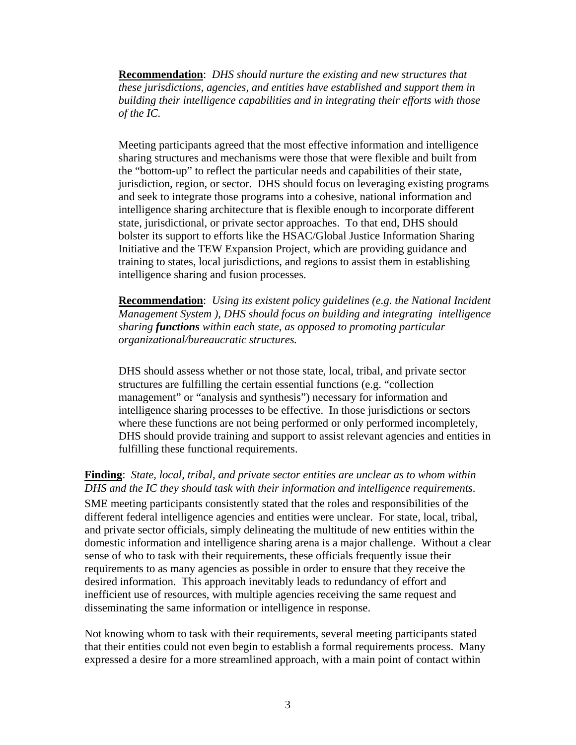**Recommendation**: *DHS should nurture the existing and new structures that these jurisdictions, agencies, and entities have established and support them in building their intelligence capabilities and in integrating their efforts with those of the IC.*

Meeting participants agreed that the most effective information and intelligence sharing structures and mechanisms were those that were flexible and built from the "bottom-up" to reflect the particular needs and capabilities of their state, jurisdiction, region, or sector. DHS should focus on leveraging existing programs and seek to integrate those programs into a cohesive, national information and intelligence sharing architecture that is flexible enough to incorporate different state, jurisdictional, or private sector approaches. To that end, DHS should bolster its support to efforts like the HSAC/Global Justice Information Sharing Initiative and the TEW Expansion Project, which are providing guidance and training to states, local jurisdictions, and regions to assist them in establishing intelligence sharing and fusion processes.

**Recommendation**: *Using its existent policy guidelines (e.g. the National Incident Management System ), DHS should focus on building and integrating intelligence sharing* ***functions*** *within each state, as opposed to promoting particular organizational/bureaucratic structures.*

DHS should assess whether or not those state, local, tribal, and private sector structures are fulfilling the certain essential functions (e.g. "collection management" or "analysis and synthesis") necessary for information and intelligence sharing processes to be effective. In those jurisdictions or sectors where these functions are not being performed or only performed incompletely, DHS should provide training and support to assist relevant agencies and entities in fulfilling these functional requirements.

**Finding**: *State, local, tribal, and private sector entities are unclear as to whom within DHS and the IC they should task with their information and intelligence requirements.* SME meeting participants consistently stated that the roles and responsibilities of the different federal intelligence agencies and entities were unclear. For state, local, tribal, and private sector officials, simply delineating the multitude of new entities within the domestic information and intelligence sharing arena is a major challenge. Without a clear sense of who to task with their requirements, these officials frequently issue their requirements to as many agencies as possible in order to ensure that they receive the desired information. This approach inevitably leads to redundancy of effort and inefficient use of resources, with multiple agencies receiving the same request and disseminating the same information or intelligence in response.

Not knowing whom to task with their requirements, several meeting participants stated that their entities could not even begin to establish a formal requirements process. Many expressed a desire for a more streamlined approach, with a main point of contact within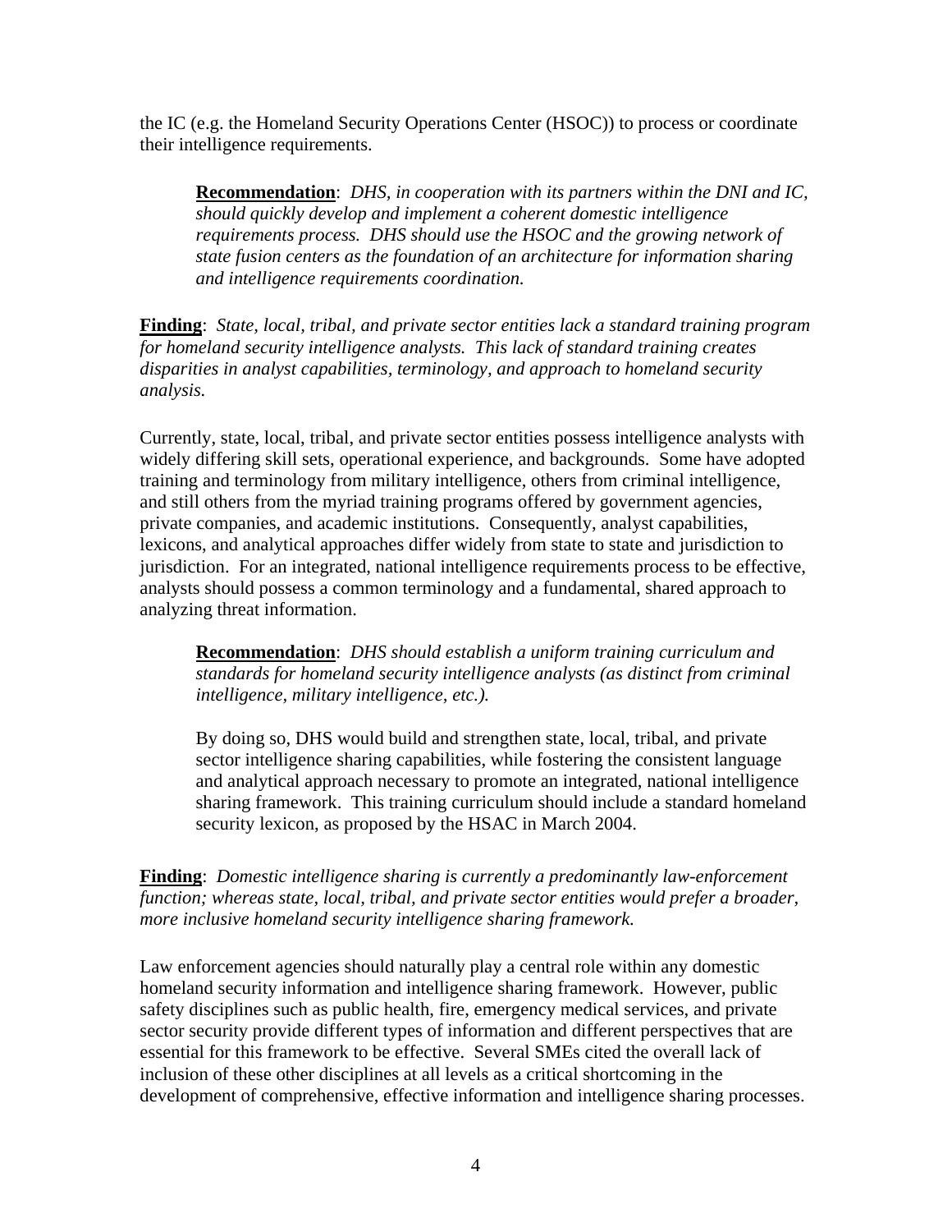the IC (e.g. the Homeland Security Operations Center (HSOC)) to process or coordinate their intelligence requirements.

> **Recommendation**: *DHS, in cooperation with its partners within the DNI and IC, should quickly develop and implement a coherent domestic intelligence requirements process. DHS should use the HSOC and the growing network of state fusion centers as the foundation of an architecture for information sharing and intelligence requirements coordination.*

**Finding**: *State, local, tribal, and private sector entities lack a standard training program for homeland security intelligence analysts. This lack of standard training creates disparities in analyst capabilities, terminology, and approach to homeland security analysis.*

Currently, state, local, tribal, and private sector entities possess intelligence analysts with widely differing skill sets, operational experience, and backgrounds. Some have adopted training and terminology from military intelligence, others from criminal intelligence, and still others from the myriad training programs offered by government agencies, private companies, and academic institutions. Consequently, analyst capabilities, lexicons, and analytical approaches differ widely from state to state and jurisdiction to jurisdiction. For an integrated, national intelligence requirements process to be effective, analysts should possess a common terminology and a fundamental, shared approach to analyzing threat information.

> **Recommendation**: *DHS should establish a uniform training curriculum and standards for homeland security intelligence analysts (as distinct from criminal intelligence, military intelligence, etc.).*
>
> By doing so, DHS would build and strengthen state, local, tribal, and private sector intelligence sharing capabilities, while fostering the consistent language and analytical approach necessary to promote an integrated, national intelligence sharing framework. This training curriculum should include a standard homeland security lexicon, as proposed by the HSAC in March 2004.

**Finding**: *Domestic intelligence sharing is currently a predominantly law-enforcement function; whereas state, local, tribal, and private sector entities would prefer a broader, more inclusive homeland security intelligence sharing framework.*

Law enforcement agencies should naturally play a central role within any domestic homeland security information and intelligence sharing framework. However, public safety disciplines such as public health, fire, emergency medical services, and private sector security provide different types of information and different perspectives that are essential for this framework to be effective. Several SMEs cited the overall lack of inclusion of these other disciplines at all levels as a critical shortcoming in the development of comprehensive, effective information and intelligence sharing processes.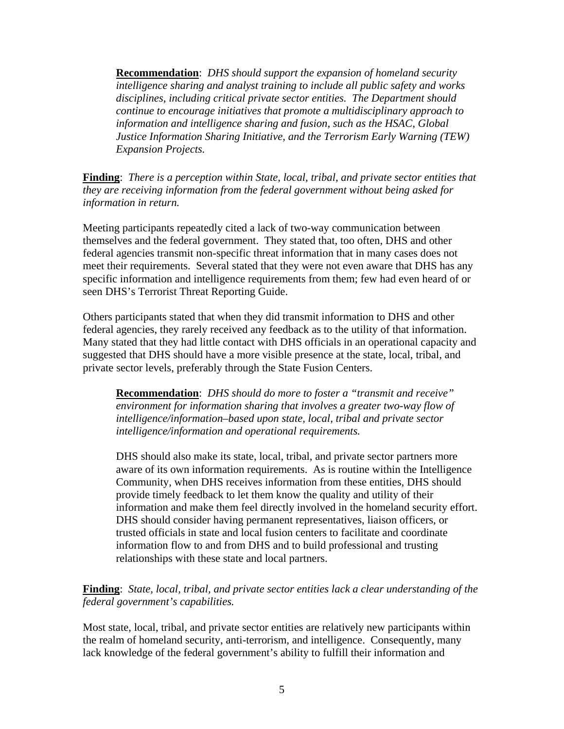> **Recommendation**: *DHS should support the expansion of homeland security intelligence sharing and analyst training to include all public safety and works disciplines, including critical private sector entities. The Department should continue to encourage initiatives that promote a multidisciplinary approach to information and intelligence sharing and fusion, such as the HSAC, Global Justice Information Sharing Initiative, and the Terrorism Early Warning (TEW) Expansion Projects.*

**Finding**: *There is a perception within State, local, tribal, and private sector entities that they are receiving information from the federal government without being asked for information in return.*

Meeting participants repeatedly cited a lack of two-way communication between themselves and the federal government. They stated that, too often, DHS and other federal agencies transmit non-specific threat information that in many cases does not meet their requirements. Several stated that they were not even aware that DHS has any specific information and intelligence requirements from them; few had even heard of or seen DHS's Terrorist Threat Reporting Guide.

Others participants stated that when they did transmit information to DHS and other federal agencies, they rarely received any feedback as to the utility of that information. Many stated that they had little contact with DHS officials in an operational capacity and suggested that DHS should have a more visible presence at the state, local, tribal, and private sector levels, preferably through the State Fusion Centers.

> **Recommendation**: *DHS should do more to foster a "transmit and receive" environment for information sharing that involves a greater two-way flow of intelligence/information–based upon state, local, tribal and private sector intelligence/information and operational requirements.*
>
> DHS should also make its state, local, tribal, and private sector partners more aware of its own information requirements. As is routine within the Intelligence Community, when DHS receives information from these entities, DHS should provide timely feedback to let them know the quality and utility of their information and make them feel directly involved in the homeland security effort. DHS should consider having permanent representatives, liaison officers, or trusted officials in state and local fusion centers to facilitate and coordinate information flow to and from DHS and to build professional and trusting relationships with these state and local partners.

**Finding**: *State, local, tribal, and private sector entities lack a clear understanding of the federal government's capabilities.*

Most state, local, tribal, and private sector entities are relatively new participants within the realm of homeland security, anti-terrorism, and intelligence. Consequently, many lack knowledge of the federal government's ability to fulfill their information and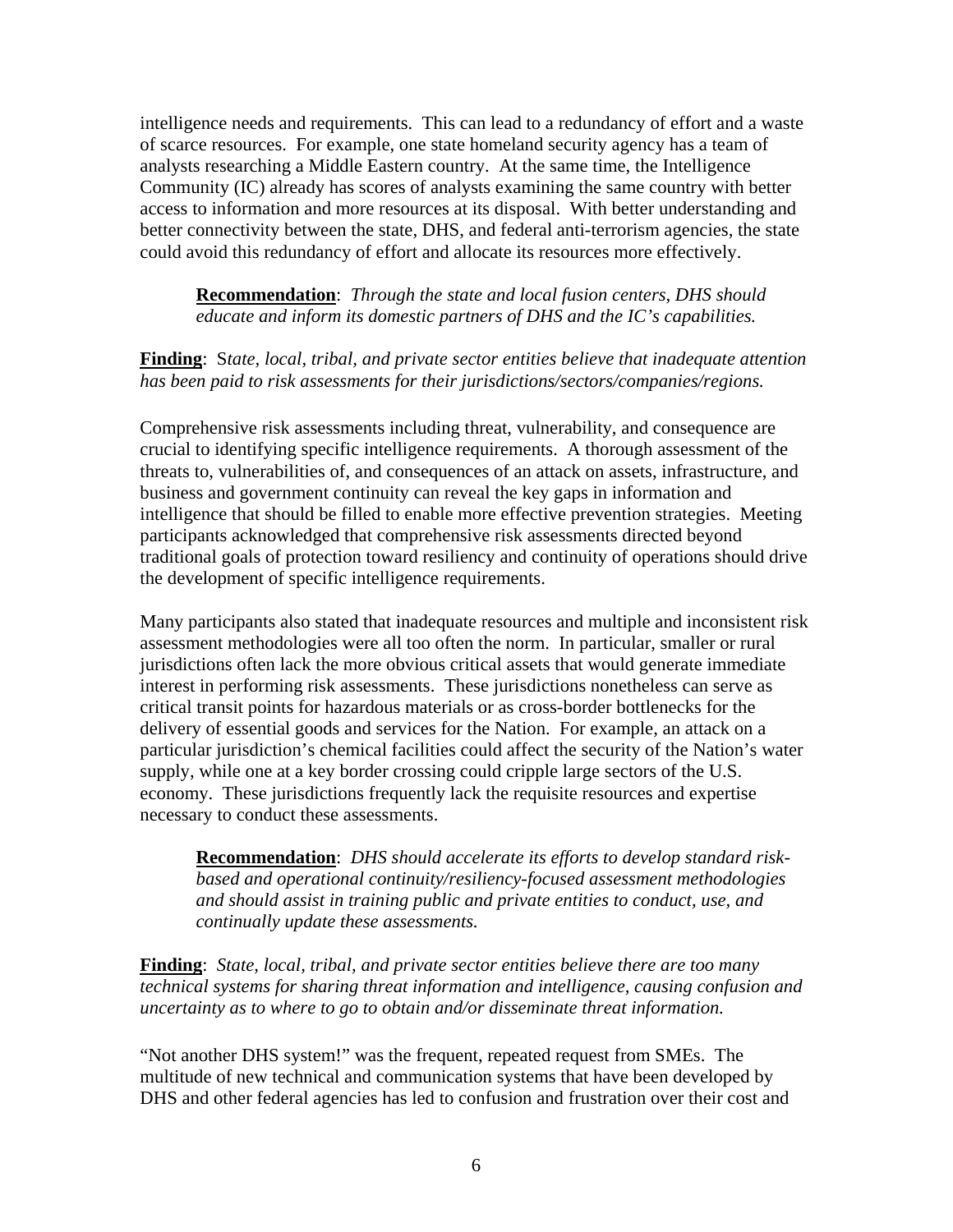intelligence needs and requirements. This can lead to a redundancy of effort and a waste of scarce resources. For example, one state homeland security agency has a team of analysts researching a Middle Eastern country. At the same time, the Intelligence Community (IC) already has scores of analysts examining the same country with better access to information and more resources at its disposal. With better understanding and better connectivity between the state, DHS, and federal anti-terrorism agencies, the state could avoid this redundancy of effort and allocate its resources more effectively.

> **Recommendation**: *Through the state and local fusion centers, DHS should educate and inform its domestic partners of DHS and the IC's capabilities.*

**Finding**: S*tate, local, tribal, and private sector entities believe that inadequate attention has been paid to risk assessments for their jurisdictions/sectors/companies/regions.*

Comprehensive risk assessments including threat, vulnerability, and consequence are crucial to identifying specific intelligence requirements. A thorough assessment of the threats to, vulnerabilities of, and consequences of an attack on assets, infrastructure, and business and government continuity can reveal the key gaps in information and intelligence that should be filled to enable more effective prevention strategies. Meeting participants acknowledged that comprehensive risk assessments directed beyond traditional goals of protection toward resiliency and continuity of operations should drive the development of specific intelligence requirements.

Many participants also stated that inadequate resources and multiple and inconsistent risk assessment methodologies were all too often the norm. In particular, smaller or rural jurisdictions often lack the more obvious critical assets that would generate immediate interest in performing risk assessments. These jurisdictions nonetheless can serve as critical transit points for hazardous materials or as cross-border bottlenecks for the delivery of essential goods and services for the Nation. For example, an attack on a particular jurisdiction's chemical facilities could affect the security of the Nation's water supply, while one at a key border crossing could cripple large sectors of the U.S. economy. These jurisdictions frequently lack the requisite resources and expertise necessary to conduct these assessments.

> **Recommendation**: *DHS should accelerate its efforts to develop standard risk-based and operational continuity/resiliency-focused assessment methodologies and should assist in training public and private entities to conduct, use, and continually update these assessments.*

**Finding**: *State, local, tribal, and private sector entities believe there are too many technical systems for sharing threat information and intelligence, causing confusion and uncertainty as to where to go to obtain and/or disseminate threat information.*

"Not another DHS system!" was the frequent, repeated request from SMEs. The multitude of new technical and communication systems that have been developed by DHS and other federal agencies has led to confusion and frustration over their cost and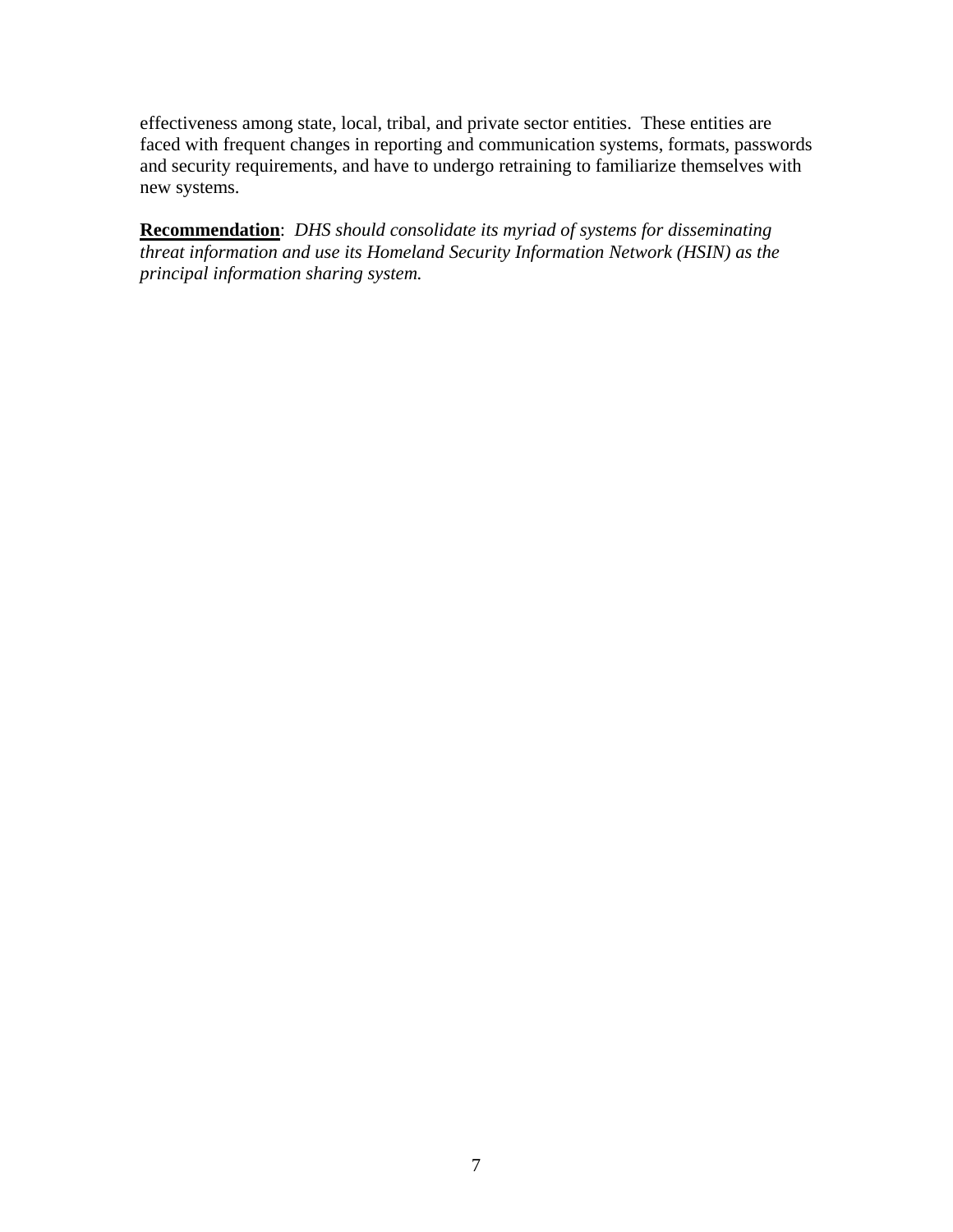effectiveness among state, local, tribal, and private sector entities. These entities are faced with frequent changes in reporting and communication systems, formats, passwords and security requirements, and have to undergo retraining to familiarize themselves with new systems.

**Recommendation**: *DHS should consolidate its myriad of systems for disseminating threat information and use its Homeland Security Information Network (HSIN) as the principal information sharing system.*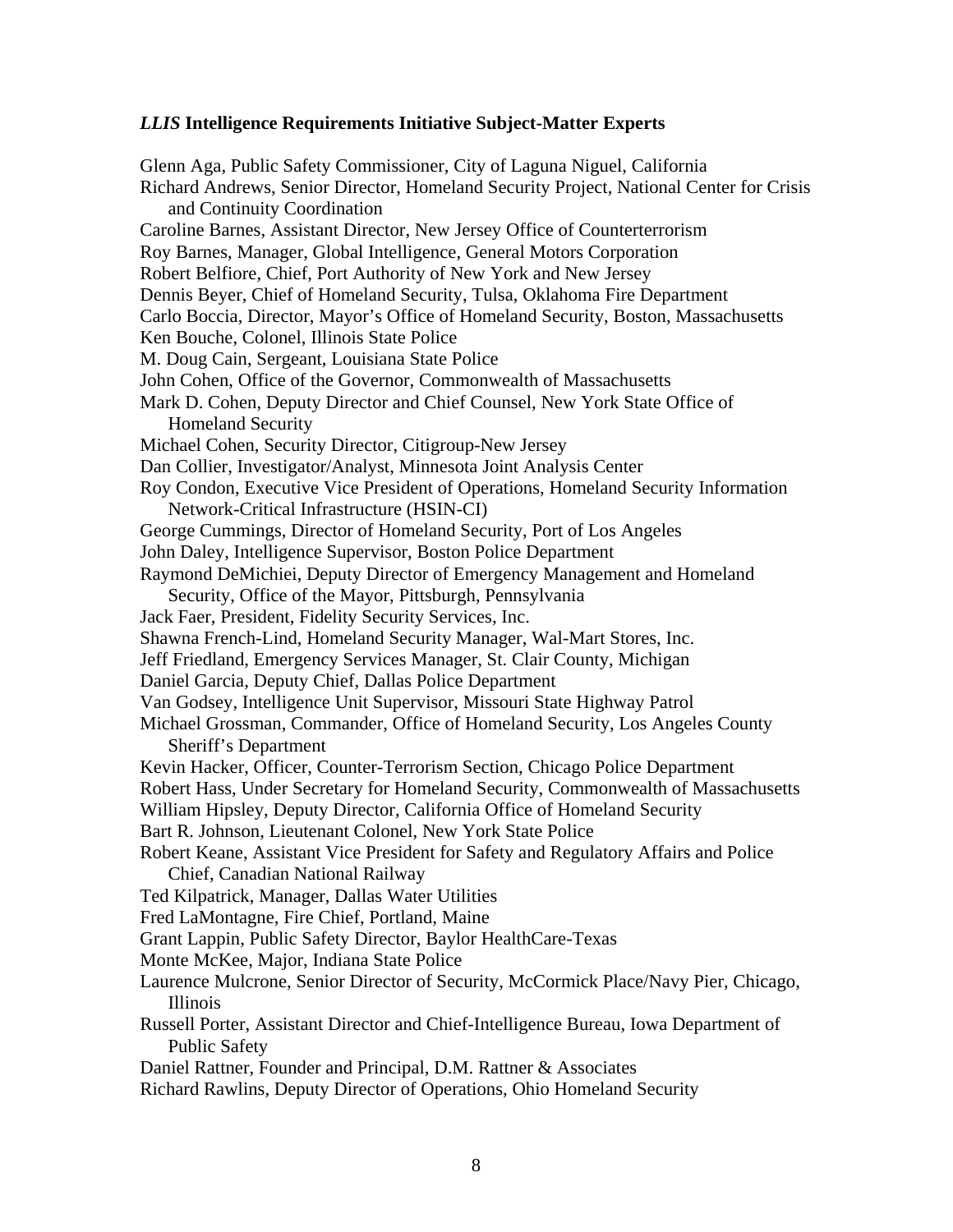### *LLIS* Intelligence Requirements Initiative Subject-Matter Experts

Glenn Aga, Public Safety Commissioner, City of Laguna Niguel, California
Richard Andrews, Senior Director, Homeland Security Project, National Center for Crisis and Continuity Coordination
Caroline Barnes, Assistant Director, New Jersey Office of Counterterrorism
Roy Barnes, Manager, Global Intelligence, General Motors Corporation
Robert Belfiore, Chief, Port Authority of New York and New Jersey
Dennis Beyer, Chief of Homeland Security, Tulsa, Oklahoma Fire Department
Carlo Boccia, Director, Mayor's Office of Homeland Security, Boston, Massachusetts
Ken Bouche, Colonel, Illinois State Police
M. Doug Cain, Sergeant, Louisiana State Police
John Cohen, Office of the Governor, Commonwealth of Massachusetts
Mark D. Cohen, Deputy Director and Chief Counsel, New York State Office of Homeland Security
Michael Cohen, Security Director, Citigroup-New Jersey
Dan Collier, Investigator/Analyst, Minnesota Joint Analysis Center
Roy Condon, Executive Vice President of Operations, Homeland Security Information Network-Critical Infrastructure (HSIN-CI)
George Cummings, Director of Homeland Security, Port of Los Angeles
John Daley, Intelligence Supervisor, Boston Police Department
Raymond DeMichiei, Deputy Director of Emergency Management and Homeland Security, Office of the Mayor, Pittsburgh, Pennsylvania
Jack Faer, President, Fidelity Security Services, Inc.
Shawna French-Lind, Homeland Security Manager, Wal-Mart Stores, Inc.
Jeff Friedland, Emergency Services Manager, St. Clair County, Michigan
Daniel Garcia, Deputy Chief, Dallas Police Department
Van Godsey, Intelligence Unit Supervisor, Missouri State Highway Patrol
Michael Grossman, Commander, Office of Homeland Security, Los Angeles County Sheriff's Department
Kevin Hacker, Officer, Counter-Terrorism Section, Chicago Police Department
Robert Hass, Under Secretary for Homeland Security, Commonwealth of Massachusetts
William Hipsley, Deputy Director, California Office of Homeland Security
Bart R. Johnson, Lieutenant Colonel, New York State Police
Robert Keane, Assistant Vice President for Safety and Regulatory Affairs and Police Chief, Canadian National Railway
Ted Kilpatrick, Manager, Dallas Water Utilities
Fred LaMontagne, Fire Chief, Portland, Maine
Grant Lappin, Public Safety Director, Baylor HealthCare-Texas
Monte McKee, Major, Indiana State Police
Laurence Mulcrone, Senior Director of Security, McCormick Place/Navy Pier, Chicago, Illinois
Russell Porter, Assistant Director and Chief-Intelligence Bureau, Iowa Department of Public Safety
Daniel Rattner, Founder and Principal, D.M. Rattner & Associates
Richard Rawlins, Deputy Director of Operations, Ohio Homeland Security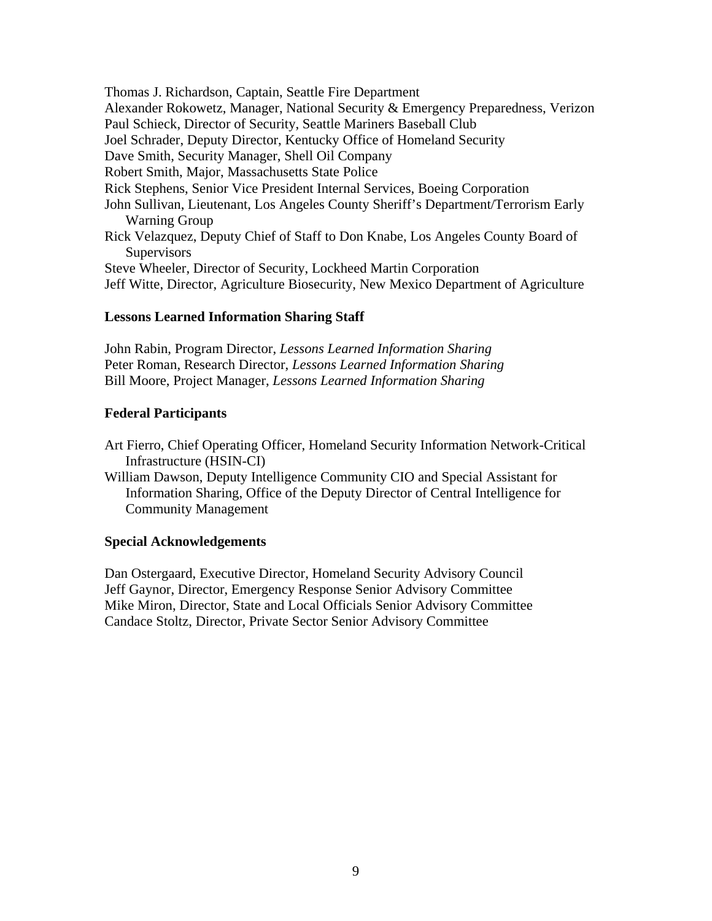Thomas J. Richardson, Captain, Seattle Fire Department
Alexander Rokowetz, Manager, National Security & Emergency Preparedness, Verizon
Paul Schieck, Director of Security, Seattle Mariners Baseball Club
Joel Schrader, Deputy Director, Kentucky Office of Homeland Security
Dave Smith, Security Manager, Shell Oil Company
Robert Smith, Major, Massachusetts State Police
Rick Stephens, Senior Vice President Internal Services, Boeing Corporation
John Sullivan, Lieutenant, Los Angeles County Sheriff's Department/Terrorism Early Warning Group
Rick Velazquez, Deputy Chief of Staff to Don Knabe, Los Angeles County Board of Supervisors
Steve Wheeler, Director of Security, Lockheed Martin Corporation
Jeff Witte, Director, Agriculture Biosecurity, New Mexico Department of Agriculture

**Lessons Learned Information Sharing Staff**

John Rabin, Program Director, *Lessons Learned Information Sharing*
Peter Roman, Research Director, *Lessons Learned Information Sharing*
Bill Moore, Project Manager, *Lessons Learned Information Sharing*

**Federal Participants**

Art Fierro, Chief Operating Officer, Homeland Security Information Network-Critical Infrastructure (HSIN-CI)
William Dawson, Deputy Intelligence Community CIO and Special Assistant for Information Sharing, Office of the Deputy Director of Central Intelligence for Community Management

**Special Acknowledgements**

Dan Ostergaard, Executive Director, Homeland Security Advisory Council
Jeff Gaynor, Director, Emergency Response Senior Advisory Committee
Mike Miron, Director, State and Local Officials Senior Advisory Committee
Candace Stoltz, Director, Private Sector Senior Advisory Committee